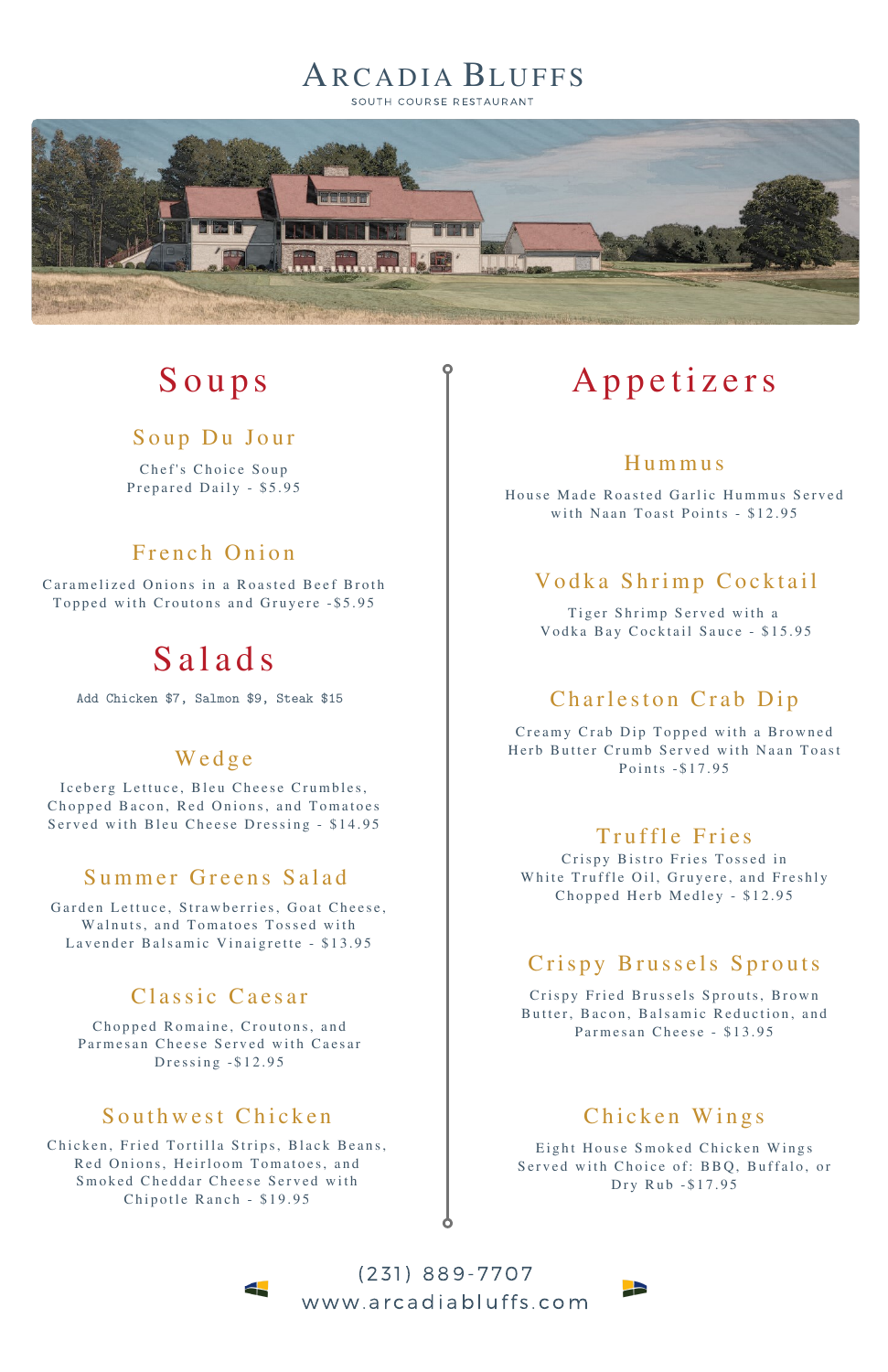# Arcadia Bluffs

South Course Restaurant

## Soups

### Soup Du Jour

Chef's Choice Soup Prepared Daily - $5.95

### French Onion

Caramelized Onions in a Roasted Beef Broth Topped with Croutons and Gruyere -$5.95

## Salads

Add Chicken $7, Salmon $9, Steak $15

### Wedge

Iceberg Lettuce, Bleu Cheese Crumbles, Chopped Bacon, Red Onions, and Tomatoes Served with Bleu Cheese Dressing - $14.95

### Summer Greens Salad

Garden Lettuce, Strawberries, Goat Cheese, Walnuts, and Tomatoes Tossed with Lavender Balsamic Vinaigrette - $13.95

### Classic Caesar

Chopped Romaine, Croutons, and Parmesan Cheese Served with Caesar Dressing -$12.95

### Southwest Chicken

Chicken, Fried Tortilla Strips, Black Beans, Red Onions, Heirloom Tomatoes, and Smoked Cheddar Cheese Served with Chipotle Ranch - $19.95

## Appetizers

### Hummus

House Made Roasted Garlic Hummus Served with Naan Toast Points - $12.95

### Vodka Shrimp Cocktail

Tiger Shrimp Served with a Vodka Bay Cocktail Sauce - $15.95

### Charleston Crab Dip

Creamy Crab Dip Topped with a Browned Herb Butter Crumb Served with Naan Toast Points -$17.95

### Truffle Fries

Crispy Bistro Fries Tossed in White Truffle Oil, Gruyere, and Freshly Chopped Herb Medley - $12.95

### Crispy Brussels Sprouts

Crispy Fried Brussels Sprouts, Brown Butter, Bacon, Balsamic Reduction, and Parmesan Cheese - $13.95

### Chicken Wings

Eight House Smoked Chicken Wings Served with Choice of: BBQ, Buffalo, or Dry Rub -$17.95

(231) 889-7707
www.arcadiabluffs.com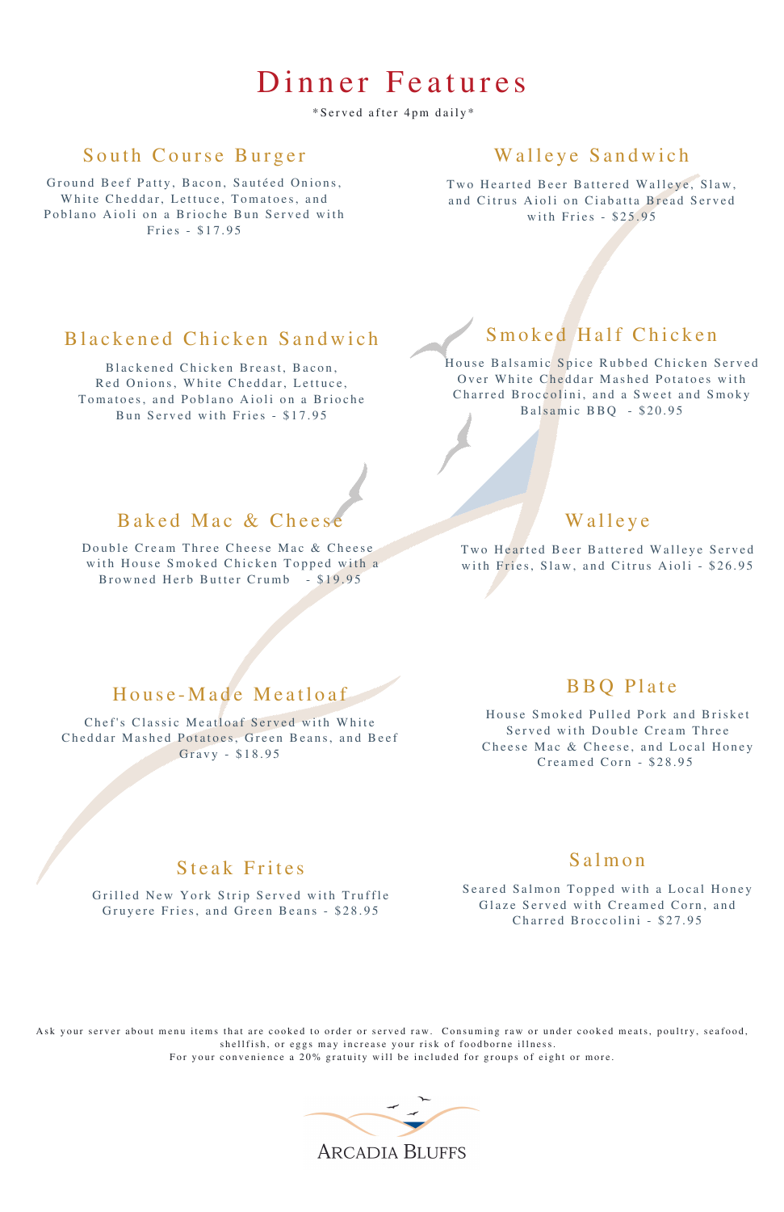# Dinner Features

\*Served after 4pm daily\*

## South Course Burger

Ground Beef Patty, Bacon, Sautéed Onions, White Cheddar, Lettuce, Tomatoes, and Poblano Aioli on a Brioche Bun Served with Fries - $17.95

## Walleye Sandwich

Two Hearted Beer Battered Walleye, Slaw, and Citrus Aioli on Ciabatta Bread Served with Fries - $25.95

## Blackened Chicken Sandwich

Blackened Chicken Breast, Bacon, Red Onions, White Cheddar, Lettuce, Tomatoes, and Poblano Aioli on a Brioche Bun Served with Fries - $17.95

## Smoked Half Chicken

House Balsamic Spice Rubbed Chicken Served Over White Cheddar Mashed Potatoes with Charred Broccolini, and a Sweet and Smoky Balsamic BBQ - $20.95

## Baked Mac & Cheese

Double Cream Three Cheese Mac & Cheese with House Smoked Chicken Topped with a Browned Herb Butter Crumb - $19.95

## Walleye

Two Hearted Beer Battered Walleye Served with Fries, Slaw, and Citrus Aioli - $26.95

## House-Made Meatloaf

Chef's Classic Meatloaf Served with White Cheddar Mashed Potatoes, Green Beans, and Beef Gravy - $18.95

## BBQ Plate

House Smoked Pulled Pork and Brisket Served with Double Cream Three Cheese Mac & Cheese, and Local Honey Creamed Corn - $28.95

## Steak Frites

Grilled New York Strip Served with Truffle Gruyere Fries, and Green Beans - $28.95

## Salmon

Seared Salmon Topped with a Local Honey Glaze Served with Creamed Corn, and Charred Broccolini - $27.95

Ask your server about menu items that are cooked to order or served raw. Consuming raw or under cooked meats, poultry, seafood, shellfish, or eggs may increase your risk of foodborne illness.
For your convenience a 20% gratuity will be included for groups of eight or more.

Arcadia Bluffs